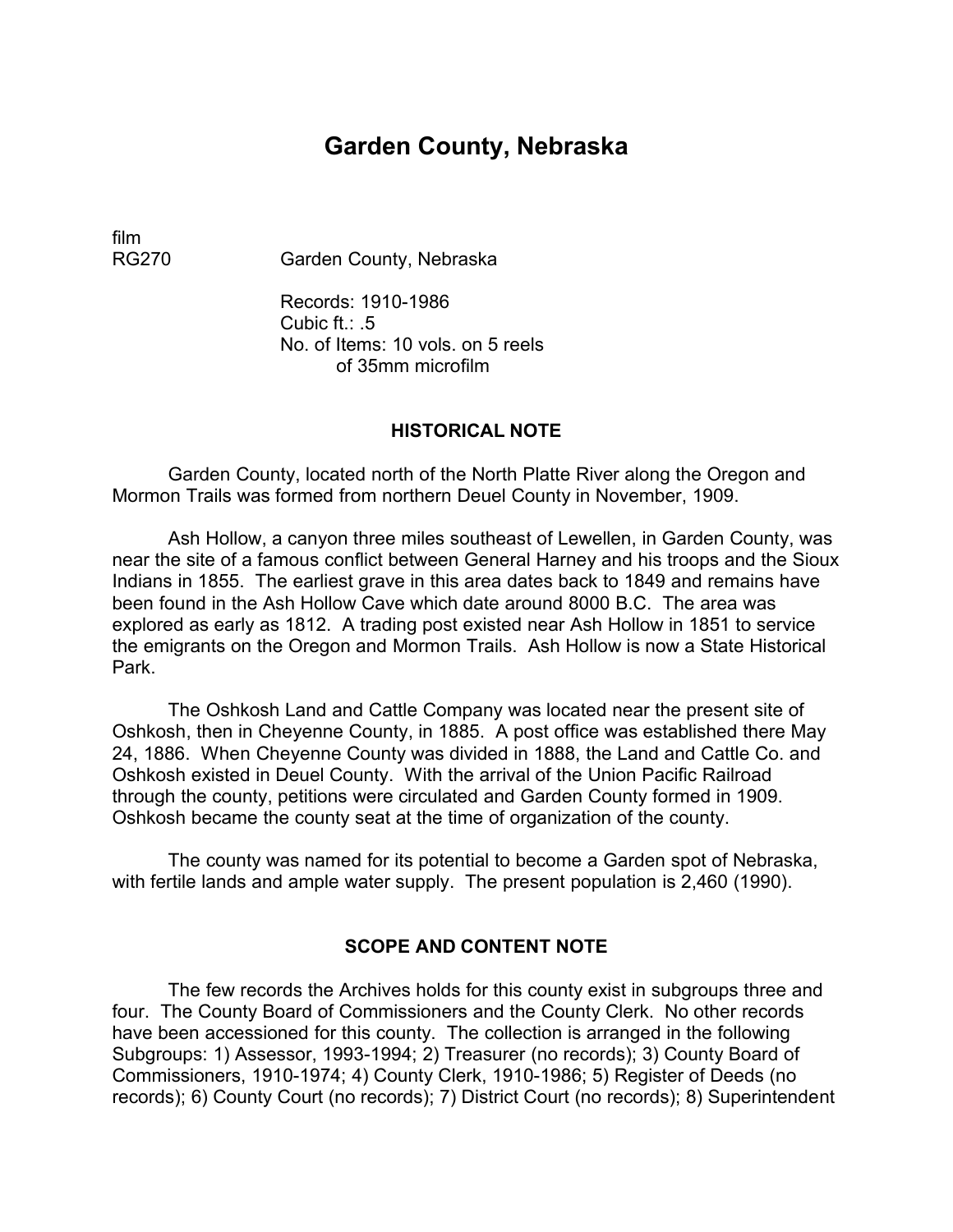# Garden County, Nebraska

film
RG270 Garden County, Nebraska

Records: 1910-1986
Cubic ft.: .5
No. of Items: 10 vols. on 5 reels of 35mm microfilm

## HISTORICAL NOTE

Garden County, located north of the North Platte River along the Oregon and Mormon Trails was formed from northern Deuel County in November, 1909.

Ash Hollow, a canyon three miles southeast of Lewellen, in Garden County, was near the site of a famous conflict between General Harney and his troops and the Sioux Indians in 1855. The earliest grave in this area dates back to 1849 and remains have been found in the Ash Hollow Cave which date around 8000 B.C. The area was explored as early as 1812. A trading post existed near Ash Hollow in 1851 to service the emigrants on the Oregon and Mormon Trails. Ash Hollow is now a State Historical Park.

The Oshkosh Land and Cattle Company was located near the present site of Oshkosh, then in Cheyenne County, in 1885. A post office was established there May 24, 1886. When Cheyenne County was divided in 1888, the Land and Cattle Co. and Oshkosh existed in Deuel County. With the arrival of the Union Pacific Railroad through the county, petitions were circulated and Garden County formed in 1909. Oshkosh became the county seat at the time of organization of the county.

The county was named for its potential to become a Garden spot of Nebraska, with fertile lands and ample water supply. The present population is 2,460 (1990).

## SCOPE AND CONTENT NOTE

The few records the Archives holds for this county exist in subgroups three and four. The County Board of Commissioners and the County Clerk. No other records have been accessioned for this county. The collection is arranged in the following Subgroups: 1) Assessor, 1993-1994; 2) Treasurer (no records); 3) County Board of Commissioners, 1910-1974; 4) County Clerk, 1910-1986; 5) Register of Deeds (no records); 6) County Court (no records); 7) District Court (no records); 8) Superintendent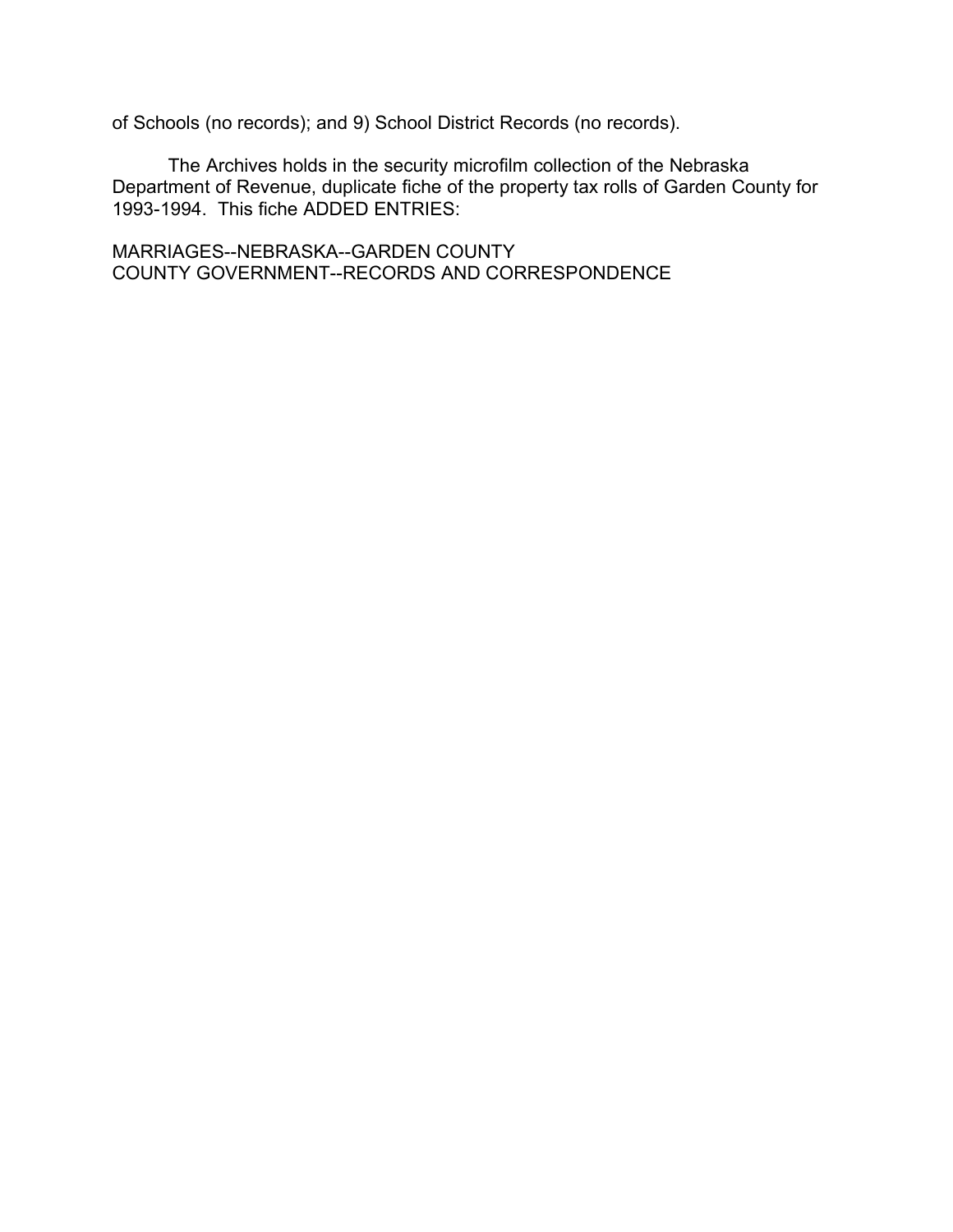of Schools (no records); and 9) School District Records (no records).

The Archives holds in the security microfilm collection of the Nebraska Department of Revenue, duplicate fiche of the property tax rolls of Garden County for 1993-1994. This fiche ADDED ENTRIES:

MARRIAGES--NEBRASKA--GARDEN COUNTY
COUNTY GOVERNMENT--RECORDS AND CORRESPONDENCE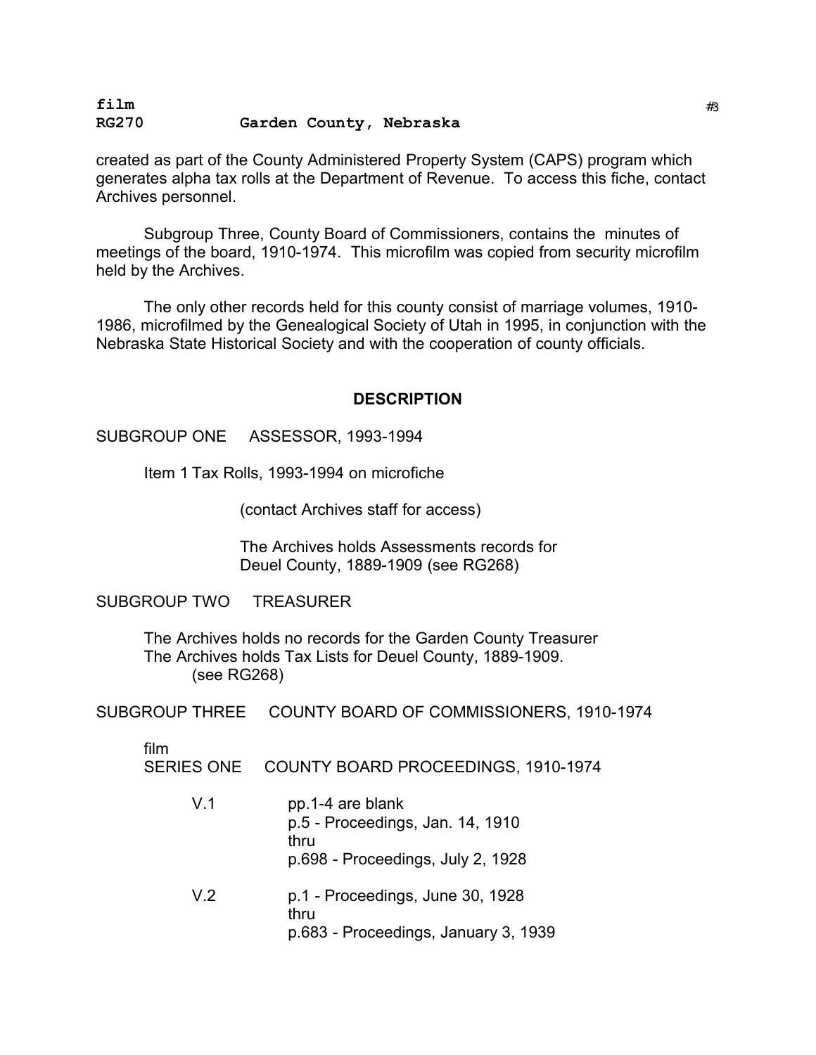created as part of the County Administered Property System (CAPS) program which generates alpha tax rolls at the Department of Revenue. To access this fiche, contact Archives personnel.

Subgroup Three, County Board of Commissioners, contains the minutes of meetings of the board, 1910-1974. This microfilm was copied from security microfilm held by the Archives.

The only other records held for this county consist of marriage volumes, 1910-1986, microfilmed by the Genealogical Society of Utah in 1995, in conjunction with the Nebraska State Historical Society and with the cooperation of county officials.

## DESCRIPTION

SUBGROUP ONE ASSESSOR, 1993-1994

Item 1 Tax Rolls, 1993-1994 on microfiche

(contact Archives staff for access)

The Archives holds Assessments records for Deuel County, 1889-1909 (see RG268)

SUBGROUP TWO TREASURER

The Archives holds no records for the Garden County Treasurer
The Archives holds Tax Lists for Deuel County, 1889-1909. (see RG268)

SUBGROUP THREE COUNTY BOARD OF COMMISSIONERS, 1910-1974

film
SERIES ONE COUNTY BOARD PROCEEDINGS, 1910-1974

V.1 pp.1-4 are blank
p.5 - Proceedings, Jan. 14, 1910
thru
p.698 - Proceedings, July 2, 1928

V.2 p.1 - Proceedings, June 30, 1928
thru
p.683 - Proceedings, January 3, 1939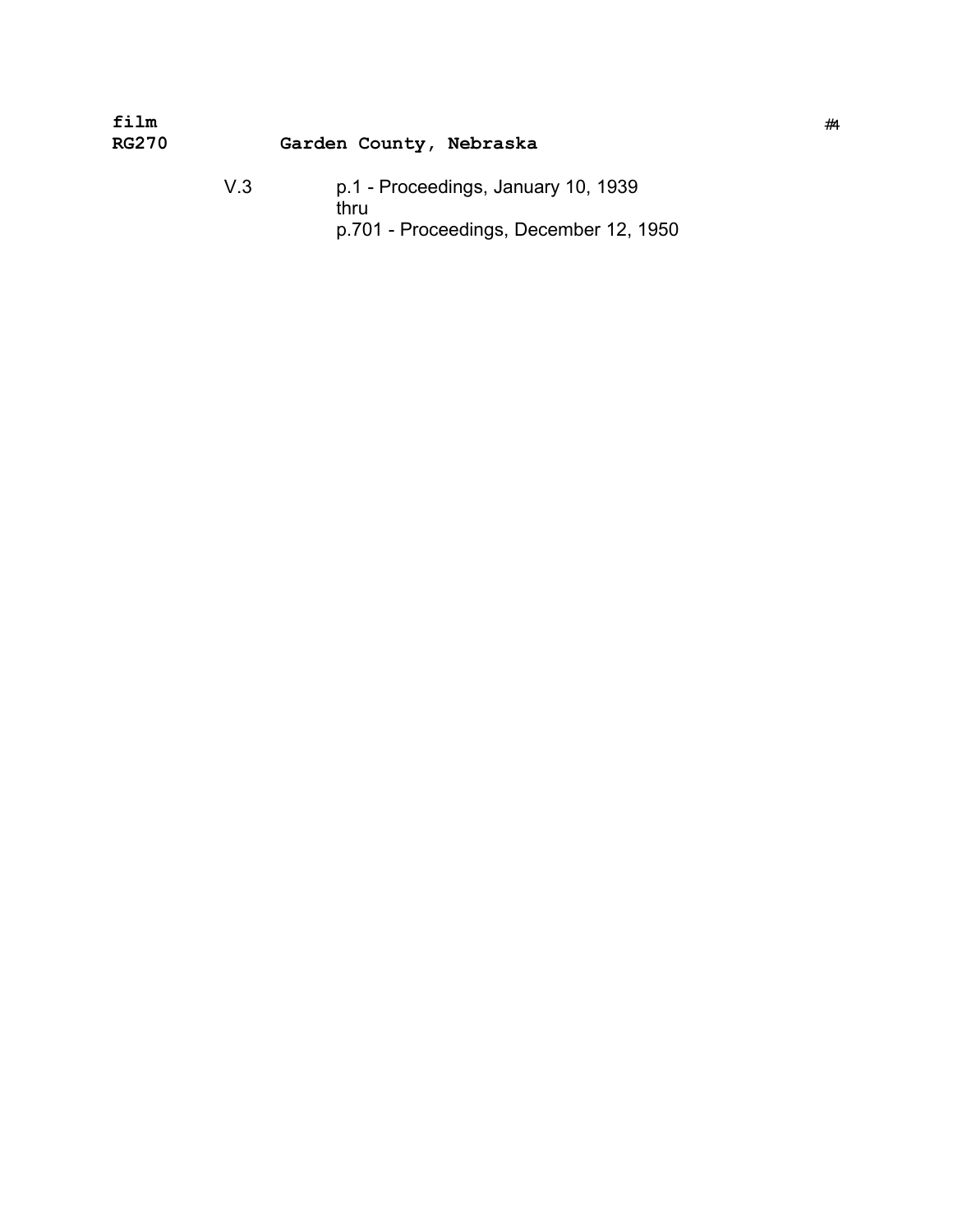**film**
**RG270** **Garden County, Nebraska**

V.3 p.1 - Proceedings, January 10, 1939
thru
p.701 - Proceedings, December 12, 1950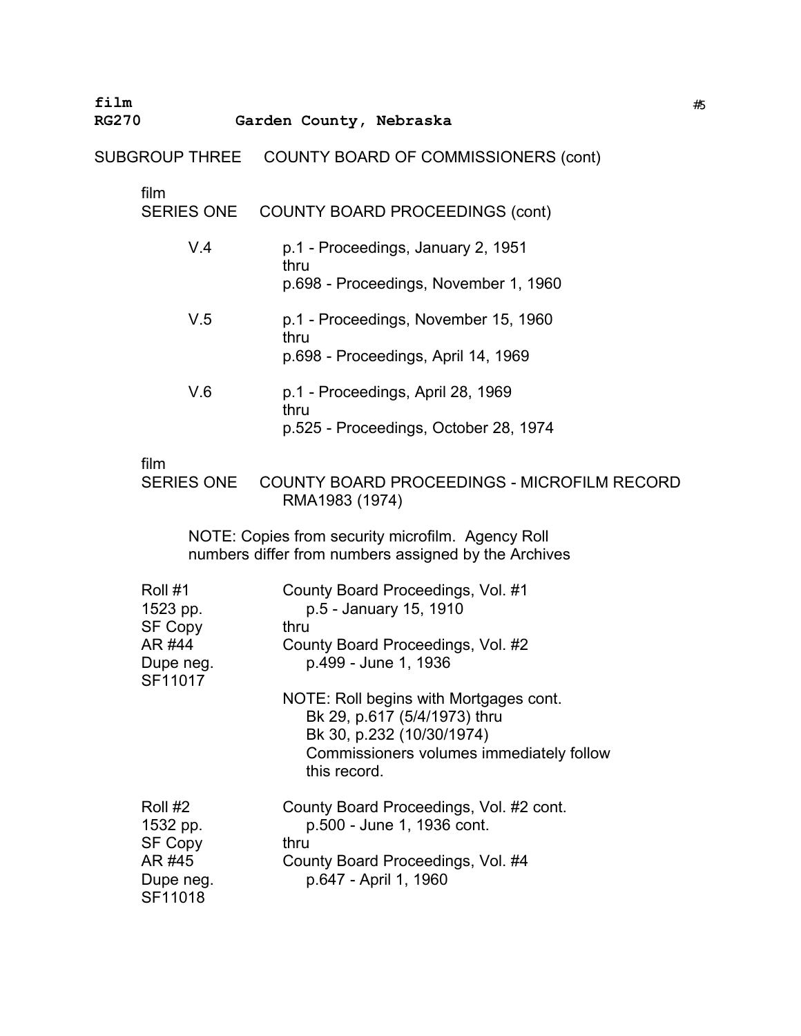film
**RG270 Garden County, Nebraska**

SUBGROUP THREE COUNTY BOARD OF COMMISSIONERS (cont)

film
SERIES ONE COUNTY BOARD PROCEEDINGS (cont)

V.4 p.1 - Proceedings, January 2, 1951
thru
p.698 - Proceedings, November 1, 1960

V.5 p.1 - Proceedings, November 15, 1960
thru
p.698 - Proceedings, April 14, 1969

V.6 p.1 - Proceedings, April 28, 1969
thru
p.525 - Proceedings, October 28, 1974

film
SERIES ONE COUNTY BOARD PROCEEDINGS - MICROFILM RECORD RMA1983 (1974)

NOTE: Copies from security microfilm. Agency Roll numbers differ from numbers assigned by the Archives

Roll #1
1523 pp.
SF Copy
AR #44
Dupe neg.
SF11017

County Board Proceedings, Vol. #1
p.5 - January 15, 1910
thru
County Board Proceedings, Vol. #2
p.499 - June 1, 1936

NOTE: Roll begins with Mortgages cont.
Bk 29, p.617 (5/4/1973) thru
Bk 30, p.232 (10/30/1974)
Commissioners volumes immediately follow this record.

Roll #2
1532 pp.
SF Copy
AR #45
Dupe neg.
SF11018

County Board Proceedings, Vol. #2 cont.
p.500 - June 1, 1936 cont.
thru
County Board Proceedings, Vol. #4
p.647 - April 1, 1960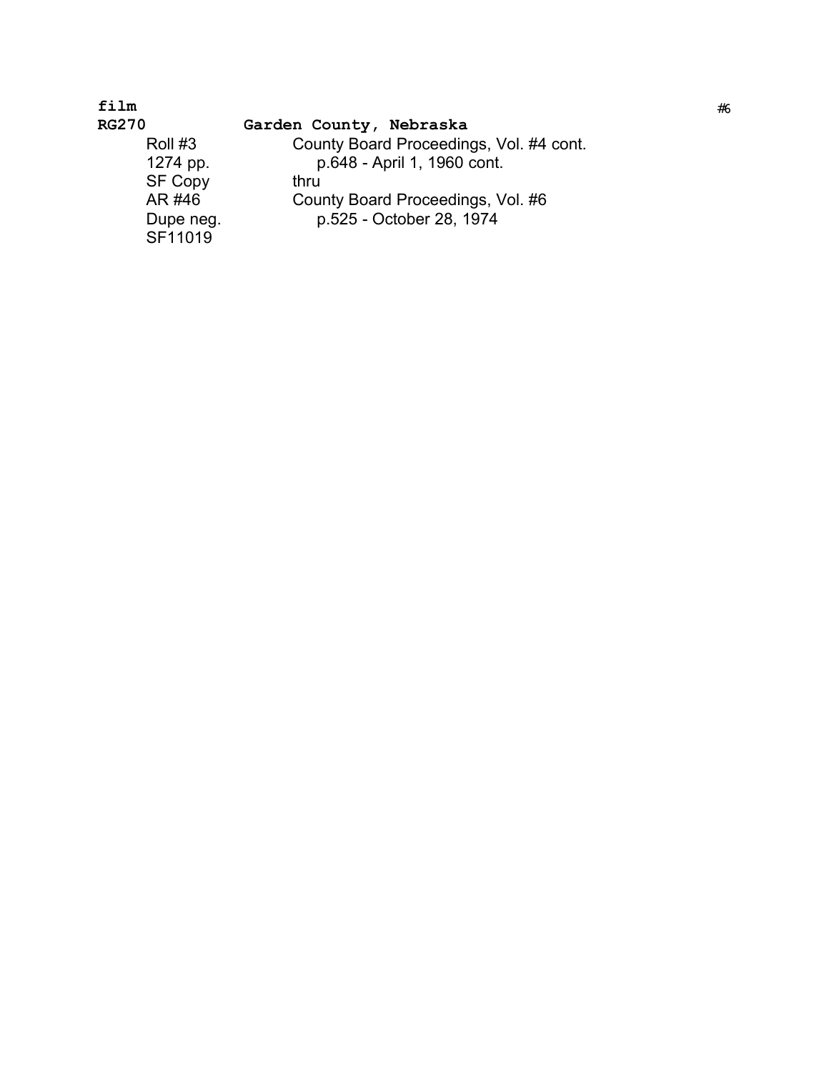**film**
**RG270** **Garden County, Nebraska**

| | |
|---|---|
| Roll #3 | County Board Proceedings, Vol. #4 cont. |
| 1274 pp. | p.648 - April 1, 1960 cont. |
| SF Copy | thru |
| AR #46 | County Board Proceedings, Vol. #6 |
| Dupe neg. | p.525 - October 28, 1974 |
| SF11019 | |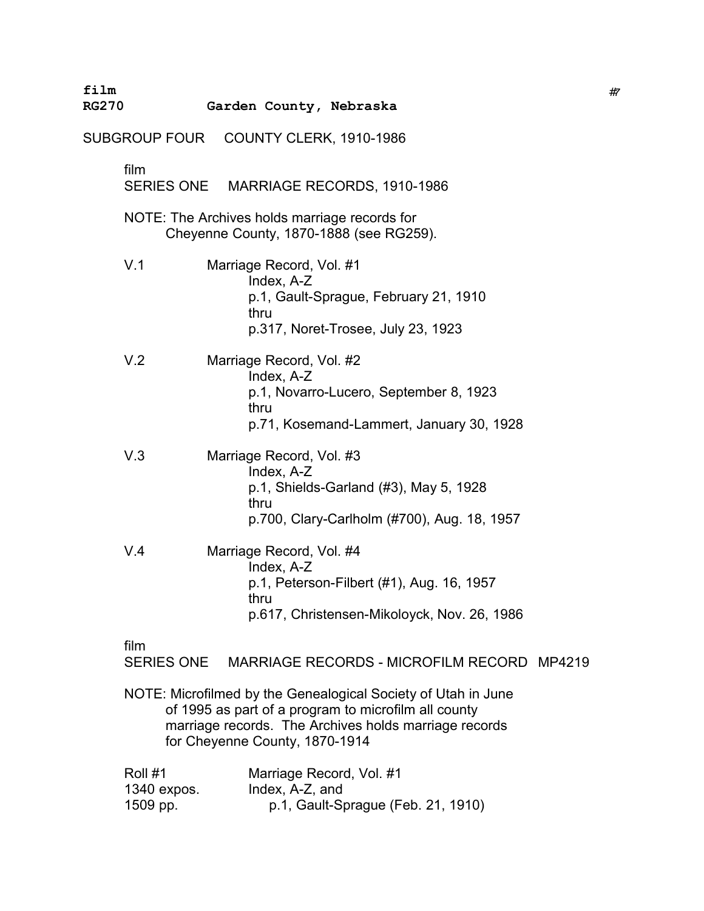**film**
**RG270 Garden County, Nebraska**

SUBGROUP FOUR COUNTY CLERK, 1910-1986

film
SERIES ONE MARRIAGE RECORDS, 1910-1986

NOTE: The Archives holds marriage records for Cheyenne County, 1870-1888 (see RG259).

V.1 Marriage Record, Vol. #1
 Index, A-Z
 p.1, Gault-Sprague, February 21, 1910
 thru
 p.317, Noret-Trosee, July 23, 1923

V.2 Marriage Record, Vol. #2
 Index, A-Z
 p.1, Novarro-Lucero, September 8, 1923
 thru
 p.71, Kosemand-Lammert, January 30, 1928

V.3 Marriage Record, Vol. #3
 Index, A-Z
 p.1, Shields-Garland (#3), May 5, 1928
 thru
 p.700, Clary-Carlholm (#700), Aug. 18, 1957

V.4 Marriage Record, Vol. #4
 Index, A-Z
 p.1, Peterson-Filbert (#1), Aug. 16, 1957
 thru
 p.617, Christensen-Mikoloyck, Nov. 26, 1986

film
SERIES ONE MARRIAGE RECORDS - MICROFILM RECORD MP4219

NOTE: Microfilmed by the Genealogical Society of Utah in June of 1995 as part of a program to microfilm all county marriage records. The Archives holds marriage records for Cheyenne County, 1870-1914

Roll #1 Marriage Record, Vol. #1
1340 expos. Index, A-Z, and
1509 pp. p.1, Gault-Sprague (Feb. 21, 1910)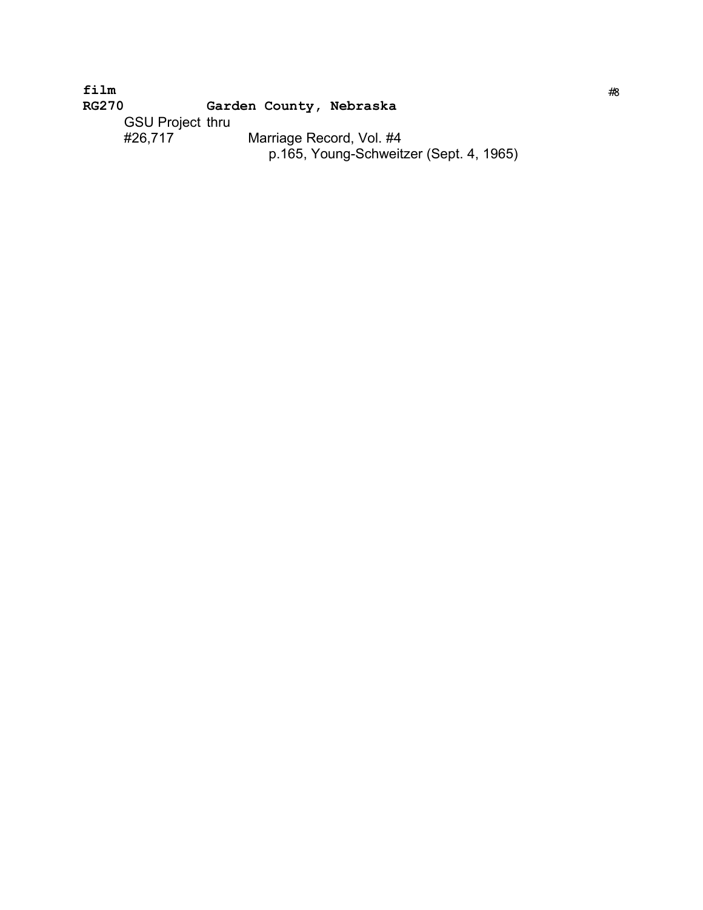**film**
**RG270** **Garden County, Nebraska**

GSU Project thru
#26,717

Marriage Record, Vol. #4
p.165, Young-Schweitzer (Sept. 4, 1965)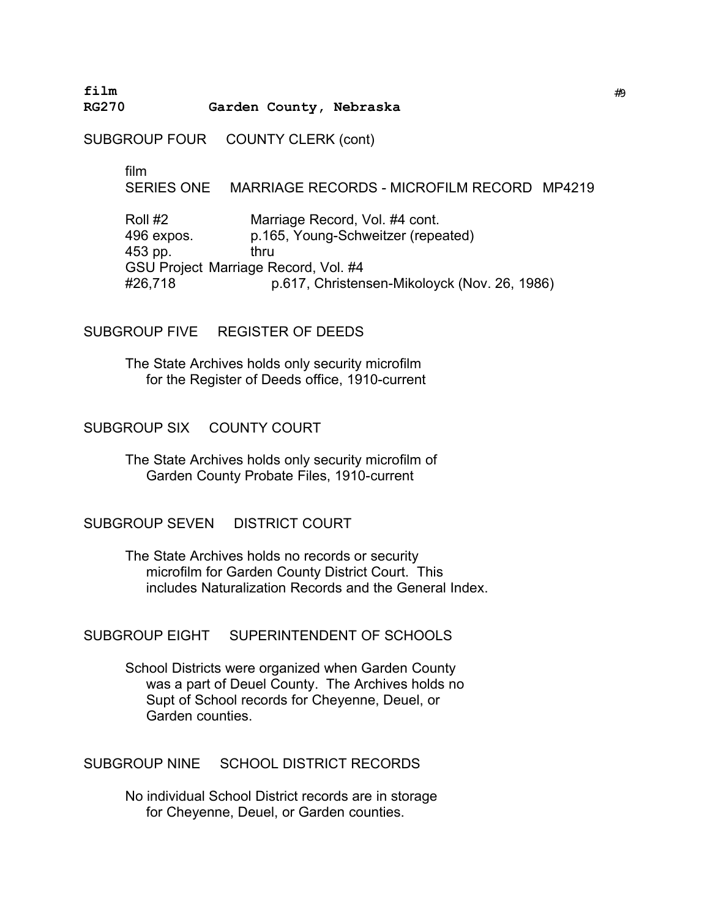**film**
**RG270 Garden County, Nebraska**

SUBGROUP FOUR COUNTY CLERK (cont)

film
SERIES ONE MARRIAGE RECORDS - MICROFILM RECORD MP4219

Roll #2 Marriage Record, Vol. #4 cont.
496 expos. p.165, Young-Schweitzer (repeated)
453 pp. thru
GSU Project Marriage Record, Vol. #4
#26,718 p.617, Christensen-Mikoloyck (Nov. 26, 1986)

SUBGROUP FIVE REGISTER OF DEEDS

The State Archives holds only security microfilm for the Register of Deeds office, 1910-current

SUBGROUP SIX COUNTY COURT

The State Archives holds only security microfilm of Garden County Probate Files, 1910-current

SUBGROUP SEVEN DISTRICT COURT

The State Archives holds no records or security microfilm for Garden County District Court. This includes Naturalization Records and the General Index.

SUBGROUP EIGHT SUPERINTENDENT OF SCHOOLS

School Districts were organized when Garden County was a part of Deuel County. The Archives holds no Supt of School records for Cheyenne, Deuel, or Garden counties.

SUBGROUP NINE SCHOOL DISTRICT RECORDS

No individual School District records are in storage for Cheyenne, Deuel, or Garden counties.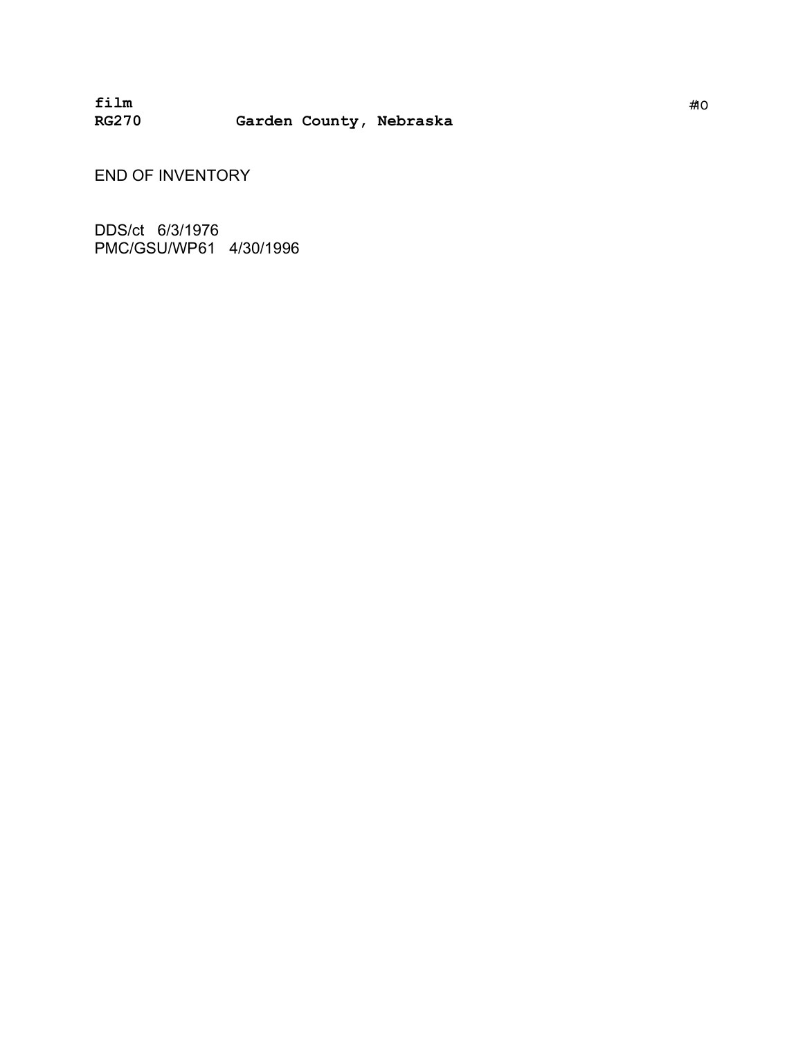**film**
**RG270 Garden County, Nebraska**

END OF INVENTORY

DDS/ct 6/3/1976
PMC/GSU/WP61 4/30/1996